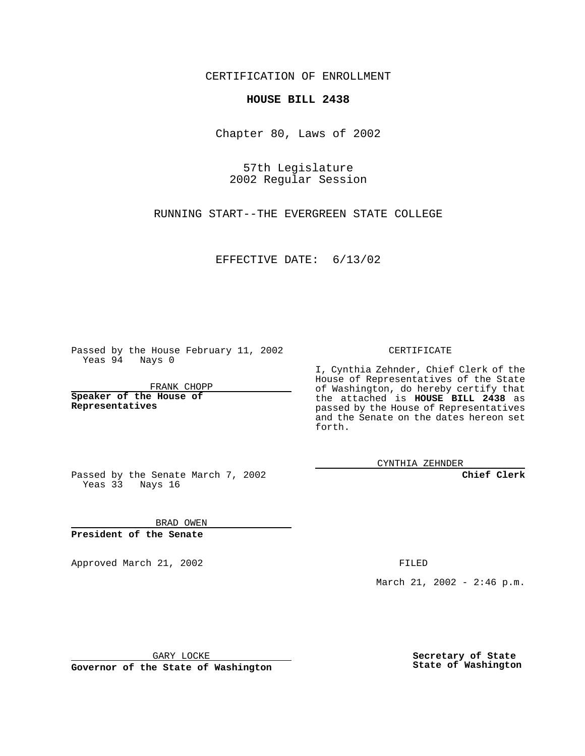CERTIFICATION OF ENROLLMENT

# HOUSE BILL 2438

Chapter 80, Laws of 2002

57th Legislature
2002 Regular Session

RUNNING START--THE EVERGREEN STATE COLLEGE

EFFECTIVE DATE: 6/13/02

Passed by the House February 11, 2002
Yeas 94 Nays 0

FRANK CHOPP

**Speaker of the House of Representatives**

Passed by the Senate March 7, 2002
Yeas 33 Nays 16

BRAD OWEN

**President of the Senate**

Approved March 21, 2002

GARY LOCKE

**Governor of the State of Washington**

CERTIFICATE

I, Cynthia Zehnder, Chief Clerk of the House of Representatives of the State of Washington, do hereby certify that the attached is **HOUSE BILL 2438** as passed by the House of Representatives and the Senate on the dates hereon set forth.

CYNTHIA ZEHNDER

**Chief Clerk**

FILED

March 21, 2002 - 2:46 p.m.

**Secretary of State**
**State of Washington**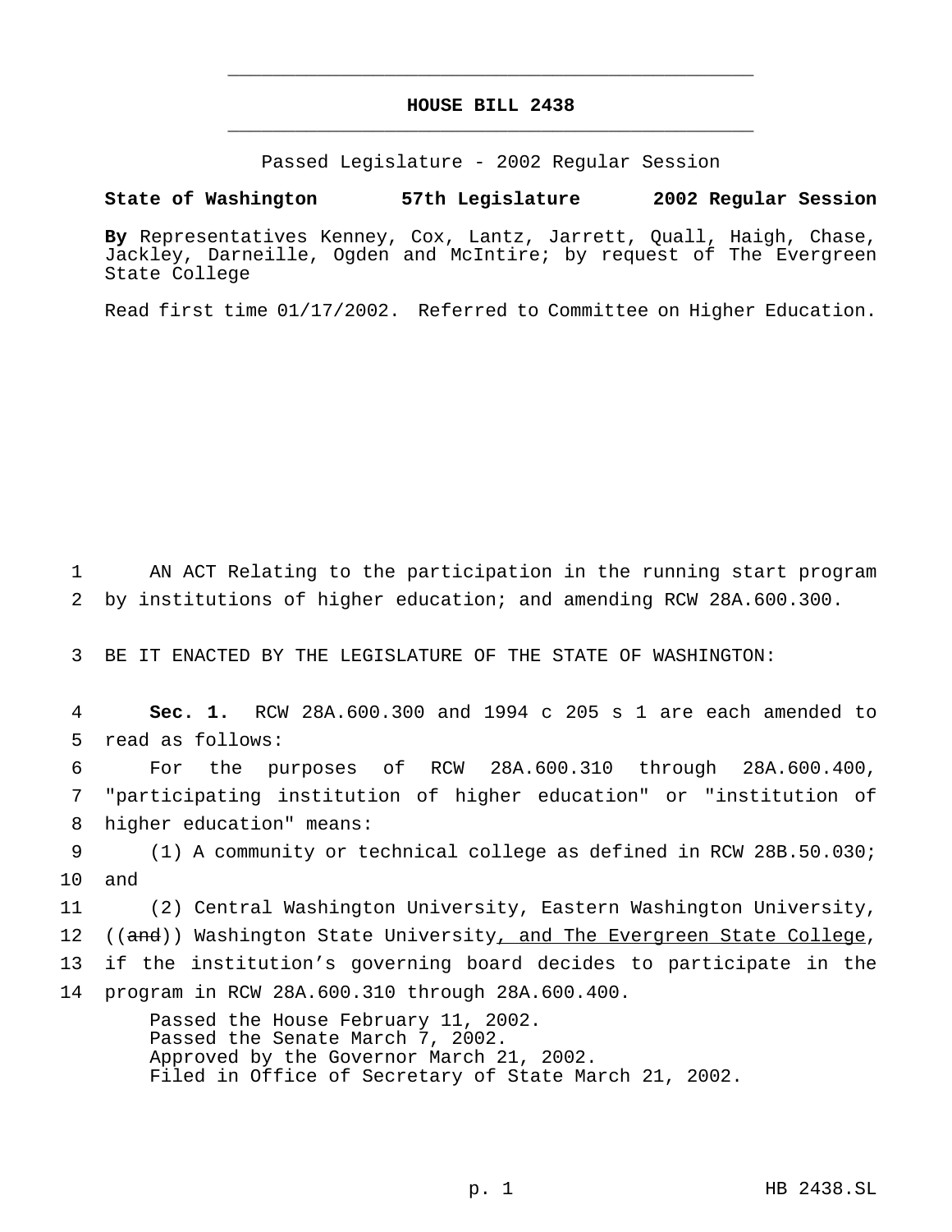# HOUSE BILL 2438

Passed Legislature - 2002 Regular Session

**State of Washington 57th Legislature 2002 Regular Session**

**By** Representatives Kenney, Cox, Lantz, Jarrett, Quall, Haigh, Chase, Jackley, Darneille, Ogden and McIntire; by request of The Evergreen State College

Read first time 01/17/2002. Referred to Committee on Higher Education.

1 AN ACT Relating to the participation in the running start program
2 by institutions of higher education; and amending RCW 28A.600.300.

3 BE IT ENACTED BY THE LEGISLATURE OF THE STATE OF WASHINGTON:

4 **Sec. 1.** RCW 28A.600.300 and 1994 c 205 s 1 are each amended to
5 read as follows:

6 For the purposes of RCW 28A.600.310 through 28A.600.400,
7 "participating institution of higher education" or "institution of
8 higher education" means:

9 (1) A community or technical college as defined in RCW 28B.50.030;
10 and

11 (2) Central Washington University, Eastern Washington University,
12 ((~~and~~)) Washington State University<u>, and The Evergreen State College</u>,
13 if the institution's governing board decides to participate in the
14 program in RCW 28A.600.310 through 28A.600.400.

Passed the House February 11, 2002.
Passed the Senate March 7, 2002.
Approved by the Governor March 21, 2002.
Filed in Office of Secretary of State March 21, 2002.